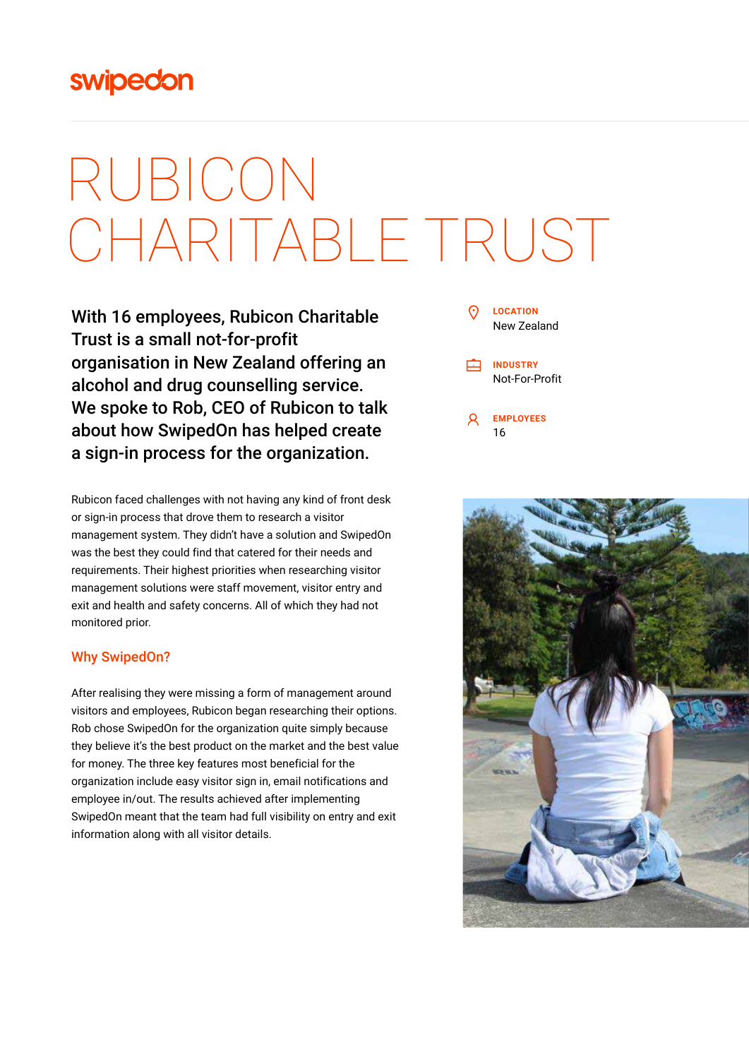swipedon

# RUBICON CHARITABLE TRUST

**With 16 employees, Rubicon Charitable Trust is a small not-for-profit organisation in New Zealand offering an alcohol and drug counselling service. We spoke to Rob, CEO of Rubicon to talk about how SwipedOn has helped create a sign-in process for the organization.**

**LOCATION**
New Zealand

**INDUSTRY**
Not-For-Profit

**EMPLOYEES**
16

Rubicon faced challenges with not having any kind of front desk or sign-in process that drove them to research a visitor management system. They didn't have a solution and SwipedOn was the best they could find that catered for their needs and requirements. Their highest priorities when researching visitor management solutions were staff movement, visitor entry and exit and health and safety concerns. All of which they had not monitored prior.

## Why SwipedOn?

After realising they were missing a form of management around visitors and employees, Rubicon began researching their options. Rob chose SwipedOn for the organization quite simply because they believe it's the best product on the market and the best value for money. The three key features most beneficial for the organization include easy visitor sign in, email notifications and employee in/out. The results achieved after implementing SwipedOn meant that the team had full visibility on entry and exit information along with all visitor details.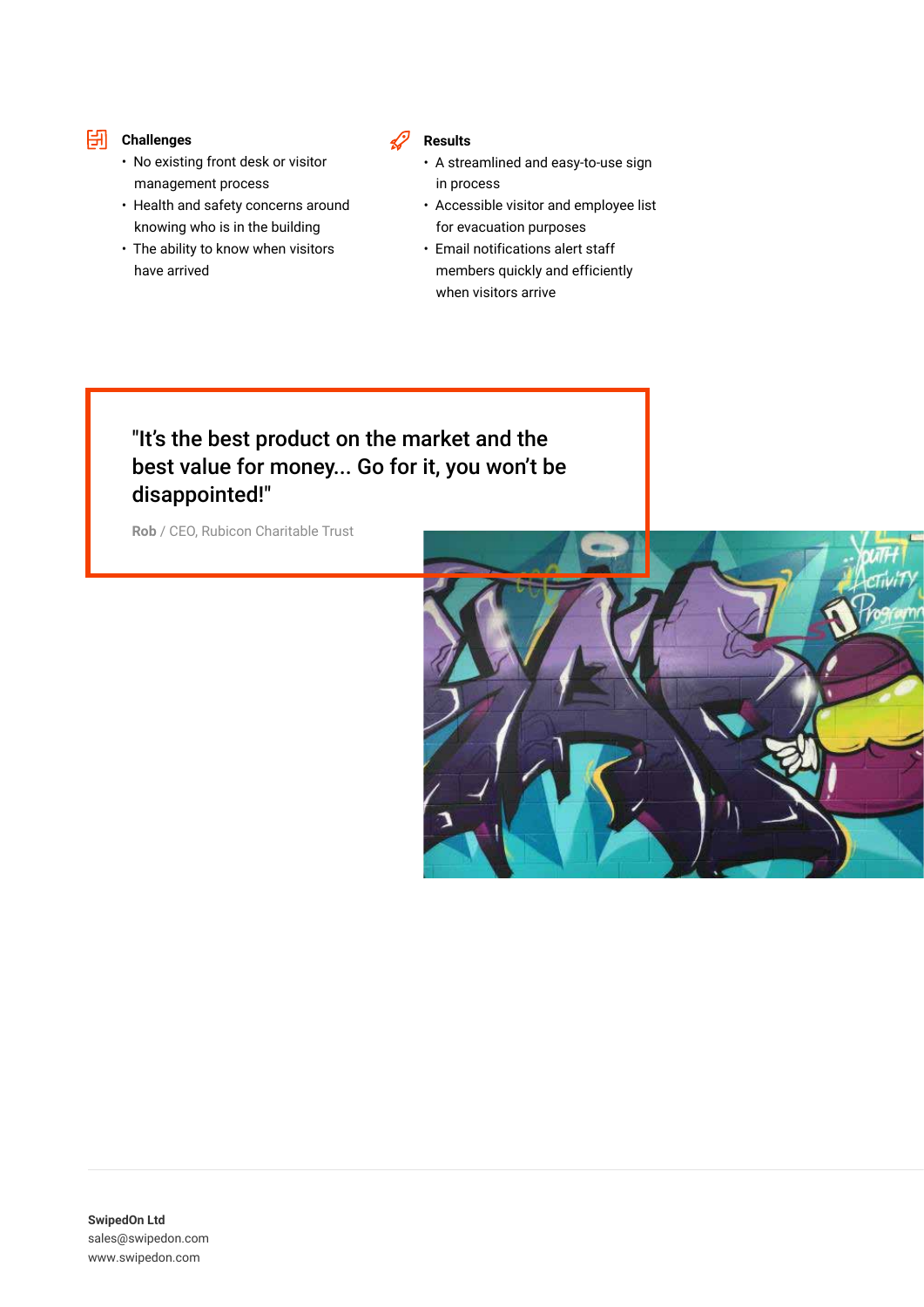### Challenges

- No existing front desk or visitor management process
- Health and safety concerns around knowing who is in the building
- The ability to know when visitors have arrived

### Results

- A streamlined and easy-to-use sign in process
- Accessible visitor and employee list for evacuation purposes
- Email notifications alert staff members quickly and efficiently when visitors arrive

> "It's the best product on the market and the best value for money... Go for it, you won't be disappointed!"
>
> **Rob** / CEO, Rubicon Charitable Trust

**SwipedOn Ltd**
sales@swipedon.com
www.swipedon.com